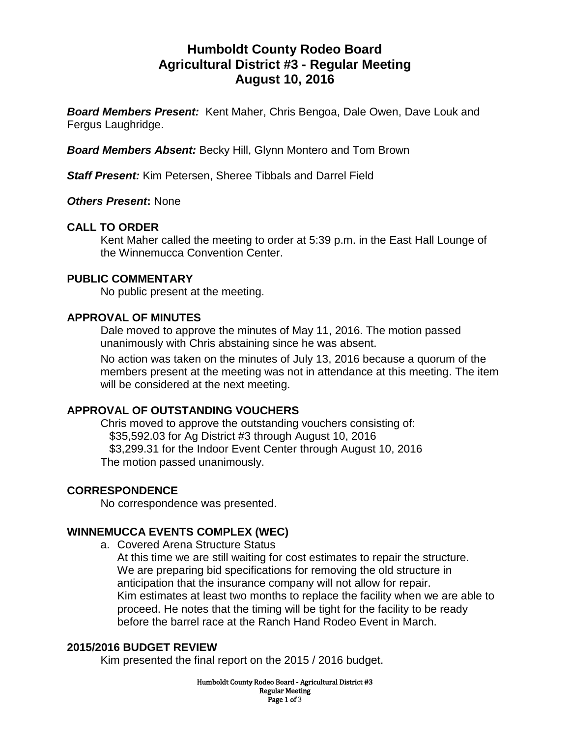# Humboldt County Rodeo Board
# Agricultural District #3 - Regular Meeting
# August 10, 2016

***Board Members Present:*** Kent Maher, Chris Bengoa, Dale Owen, Dave Louk and Fergus Laughridge.

***Board Members Absent:*** Becky Hill, Glynn Montero and Tom Brown

***Staff Present:*** Kim Petersen, Sheree Tibbals and Darrel Field

***Others Present*:** None

## CALL TO ORDER

Kent Maher called the meeting to order at 5:39 p.m. in the East Hall Lounge of the Winnemucca Convention Center.

## PUBLIC COMMENTARY

No public present at the meeting.

## APPROVAL OF MINUTES

Dale moved to approve the minutes of May 11, 2016. The motion passed unanimously with Chris abstaining since he was absent.

No action was taken on the minutes of July 13, 2016 because a quorum of the members present at the meeting was not in attendance at this meeting. The item will be considered at the next meeting.

## APPROVAL OF OUTSTANDING VOUCHERS

Chris moved to approve the outstanding vouchers consisting of:
$35,592.03 for Ag District #3 through August 10, 2016
$3,299.31 for the Indoor Event Center through August 10, 2016
The motion passed unanimously.

## CORRESPONDENCE

No correspondence was presented.

## WINNEMUCCA EVENTS COMPLEX (WEC)

a. Covered Arena Structure Status
At this time we are still waiting for cost estimates to repair the structure. We are preparing bid specifications for removing the old structure in anticipation that the insurance company will not allow for repair.
Kim estimates at least two months to replace the facility when we are able to proceed. He notes that the timing will be tight for the facility to be ready before the barrel race at the Ranch Hand Rodeo Event in March.

## 2015/2016 BUDGET REVIEW

Kim presented the final report on the 2015 / 2016 budget.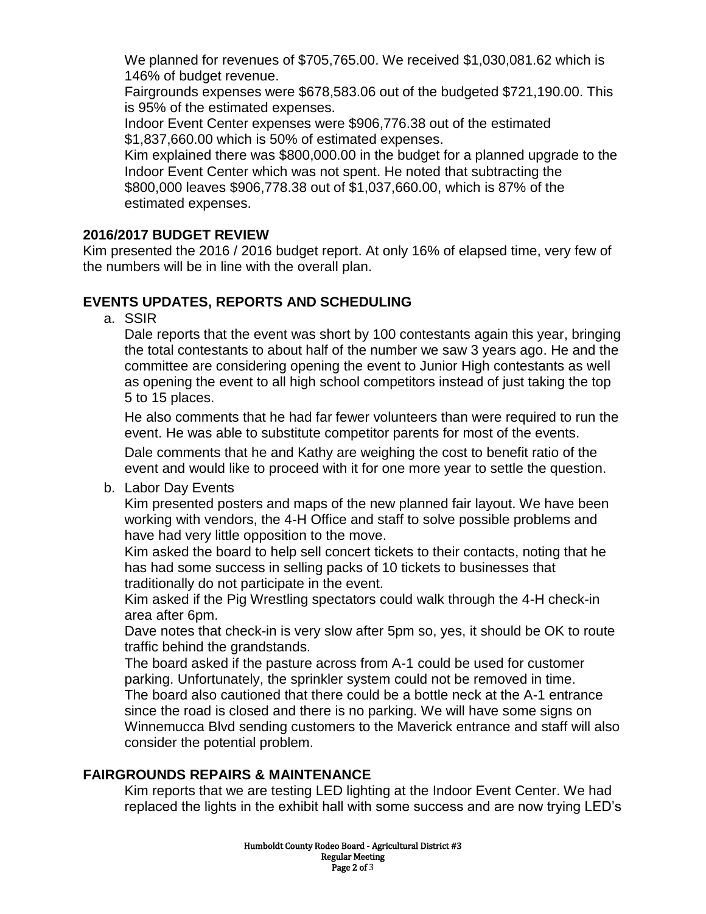We planned for revenues of $705,765.00. We received $1,030,081.62 which is 146% of budget revenue.

Fairgrounds expenses were $678,583.06 out of the budgeted $721,190.00. This is 95% of the estimated expenses.

Indoor Event Center expenses were $906,776.38 out of the estimated $1,837,660.00 which is 50% of estimated expenses.

Kim explained there was $800,000.00 in the budget for a planned upgrade to the Indoor Event Center which was not spent. He noted that subtracting the $800,000 leaves $906,778.38 out of $1,037,660.00, which is 87% of the estimated expenses.

## 2016/2017 BUDGET REVIEW

Kim presented the 2016 / 2016 budget report. At only 16% of elapsed time, very few of the numbers will be in line with the overall plan.

## EVENTS UPDATES, REPORTS AND SCHEDULING

a. SSIR

Dale reports that the event was short by 100 contestants again this year, bringing the total contestants to about half of the number we saw 3 years ago. He and the committee are considering opening the event to Junior High contestants as well as opening the event to all high school competitors instead of just taking the top 5 to 15 places.

He also comments that he had far fewer volunteers than were required to run the event. He was able to substitute competitor parents for most of the events.

Dale comments that he and Kathy are weighing the cost to benefit ratio of the event and would like to proceed with it for one more year to settle the question.

b. Labor Day Events

Kim presented posters and maps of the new planned fair layout. We have been working with vendors, the 4-H Office and staff to solve possible problems and have had very little opposition to the move.

Kim asked the board to help sell concert tickets to their contacts, noting that he has had some success in selling packs of 10 tickets to businesses that traditionally do not participate in the event.

Kim asked if the Pig Wrestling spectators could walk through the 4-H check-in area after 6pm.

Dave notes that check-in is very slow after 5pm so, yes, it should be OK to route traffic behind the grandstands.

The board asked if the pasture across from A-1 could be used for customer parking. Unfortunately, the sprinkler system could not be removed in time.

The board also cautioned that there could be a bottle neck at the A-1 entrance since the road is closed and there is no parking. We will have some signs on Winnemucca Blvd sending customers to the Maverick entrance and staff will also consider the potential problem.

## FAIRGROUNDS REPAIRS & MAINTENANCE

Kim reports that we are testing LED lighting at the Indoor Event Center. We had replaced the lights in the exhibit hall with some success and are now trying LED's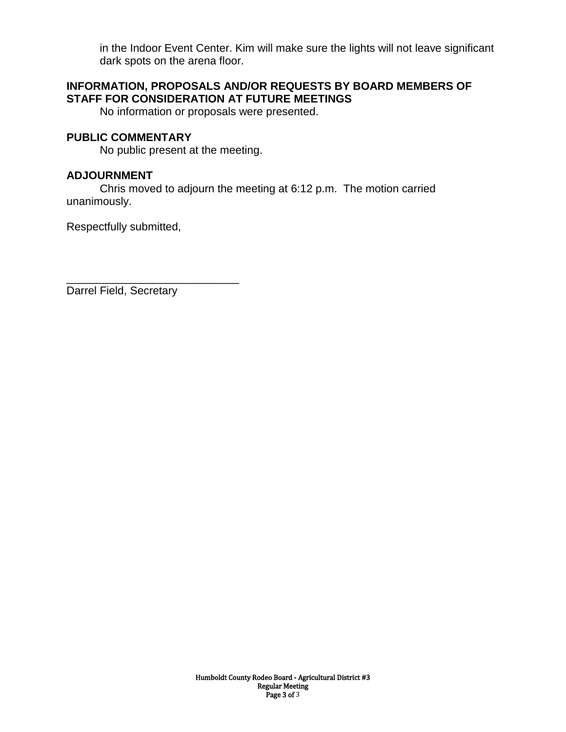in the Indoor Event Center. Kim will make sure the lights will not leave significant dark spots on the arena floor.

**INFORMATION, PROPOSALS AND/OR REQUESTS BY BOARD MEMBERS OF STAFF FOR CONSIDERATION AT FUTURE MEETINGS**

No information or proposals were presented.

**PUBLIC COMMENTARY**

No public present at the meeting.

**ADJOURNMENT**

Chris moved to adjourn the meeting at 6:12 p.m. The motion carried unanimously.

Respectfully submitted,

_____________________________
Darrel Field, Secretary